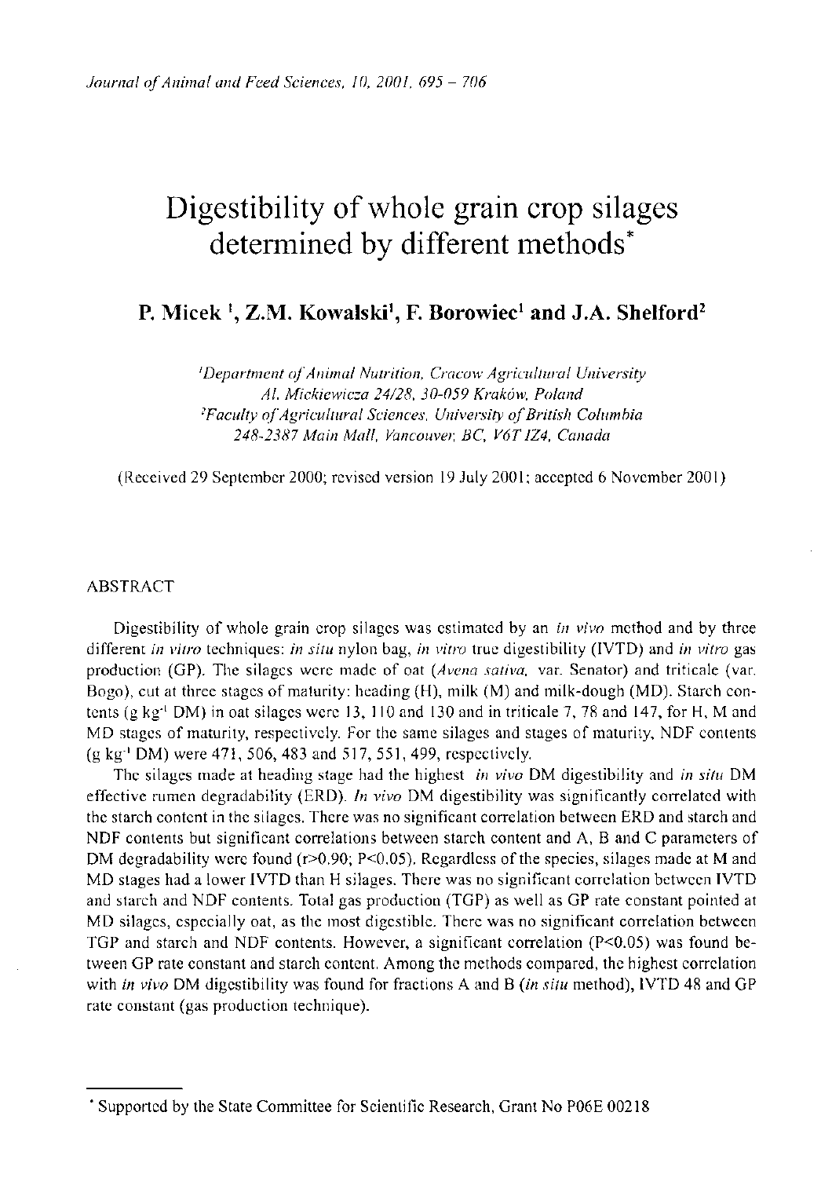# Digestibility of whole grain crop silages determined by different methods*

**P. Micek [1], Z.M. Kowalski[1], F. Borowiec[1] and J.A. Shelford[2]**

[1]*Department of Animal Nutrition, Cracow Agricultural University*
*Al. Mickiewicza 24/28, 30-059 Kraków, Poland*
[2]*Faculty of Agricultural Sciences, University of British Columbia*
*248-2387 Main Mall, Vancouver, BC, V6T 1Z4, Canada*

(Received 29 September 2000; revised version 19 July 2001; accepted 6 November 2001)

## ABSTRACT

Digestibility of whole grain crop silages was estimated by an *in vivo* method and by three different *in vitro* techniques: *in situ* nylon bag, *in vitro* true digestibility (IVTD) and *in vitro* gas production (GP). The silages were made of oat (*Avena sativa*, var. Senator) and triticale (var. Bogo), cut at three stages of maturity: heading (H), milk (M) and milk-dough (MD). Starch contents (g $kg^{-1}$ DM) in oat silages were 13, 110 and 130 and in triticale 7, 78 and 147, for H, M and MD stages of maturity, respectively. For the same silages and stages of maturity, NDF contents (g $kg^{-1}$ DM) were 471, 506, 483 and 517, 551, 499, respectively.

The silages made at heading stage had the highest *in vivo* DM digestibility and *in situ* DM effective rumen degradability (ERD). *In vivo* DM digestibility was significantly correlated with the starch content in the silages. There was no significant correlation between ERD and starch and NDF contents but significant correlations between starch content and A, B and C parameters of DM degradability were found ($r>0.90$; $P<0.05$). Regardless of the species, silages made at M and MD stages had a lower IVTD than H silages. There was no significant correlation between IVTD and starch and NDF contents. Total gas production (TGP) as well as GP rate constant pointed at MD silages, especially oat, as the most digestible. There was no significant correlation between TGP and starch and NDF contents. However, a significant correlation ($P<0.05$) was found between GP rate constant and starch content. Among the methods compared, the highest correlation with *in vivo* DM digestibility was found for fractions A and B (*in situ* method), IVTD 48 and GP rate constant (gas production technique).

* Supported by the State Committee for Scientific Research, Grant No P06E 00218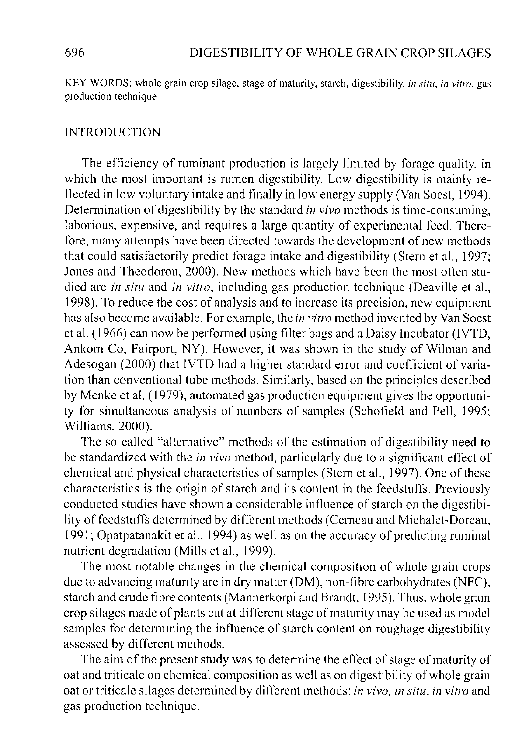KEY WORDS: whole grain crop silage, stage of maturity, starch, digestibility, *in situ*, *in vitro*, gas production technique

## INTRODUCTION

The efficiency of ruminant production is largely limited by forage quality, in which the most important is rumen digestibility. Low digestibility is mainly reflected in low voluntary intake and finally in low energy supply (Van Soest, 1994). Determination of digestibility by the standard *in vivo* methods is time-consuming, laborious, expensive, and requires a large quantity of experimental feed. Therefore, many attempts have been directed towards the development of new methods that could satisfactorily predict forage intake and digestibility (Stern et al., 1997; Jones and Theodorou, 2000). New methods which have been the most often studied are *in situ* and *in vitro*, including gas production technique (Deaville et al., 1998). To reduce the cost of analysis and to increase its precision, new equipment has also become available. For example, the *in vitro* method invented by Van Soest et al. (1966) can now be performed using filter bags and a Daisy Incubator (IVTD, Ankom Co, Fairport, NY). However, it was shown in the study of Wilman and Adesogan (2000) that IVTD had a higher standard error and coefficient of variation than conventional tube methods. Similarly, based on the principles described by Menke et al. (1979), automated gas production equipment gives the opportunity for simultaneous analysis of numbers of samples (Schofield and Pell, 1995; Williams, 2000).

The so-called "alternative" methods of the estimation of digestibility need to be standardized with the *in vivo* method, particularly due to a significant effect of chemical and physical characteristics of samples (Stern et al., 1997). One of these characteristics is the origin of starch and its content in the feedstuffs. Previously conducted studies have shown a considerable influence of starch on the digestibility of feedstuffs determined by different methods (Cerneau and Michalet-Doreau, 1991; Opatpatanakit et al., 1994) as well as on the accuracy of predicting ruminal nutrient degradation (Mills et al., 1999).

The most notable changes in the chemical composition of whole grain crops due to advancing maturity are in dry matter (DM), non-fibre carbohydrates (NFC), starch and crude fibre contents (Mannerkorpi and Brandt, 1995). Thus, whole grain crop silages made of plants cut at different stage of maturity may be used as model samples for determining the influence of starch content on roughage digestibility assessed by different methods.

The aim of the present study was to determine the effect of stage of maturity of oat and triticale on chemical composition as well as on digestibility of whole grain oat or triticale silages determined by different methods: *in vivo*, *in situ*, *in vitro* and gas production technique.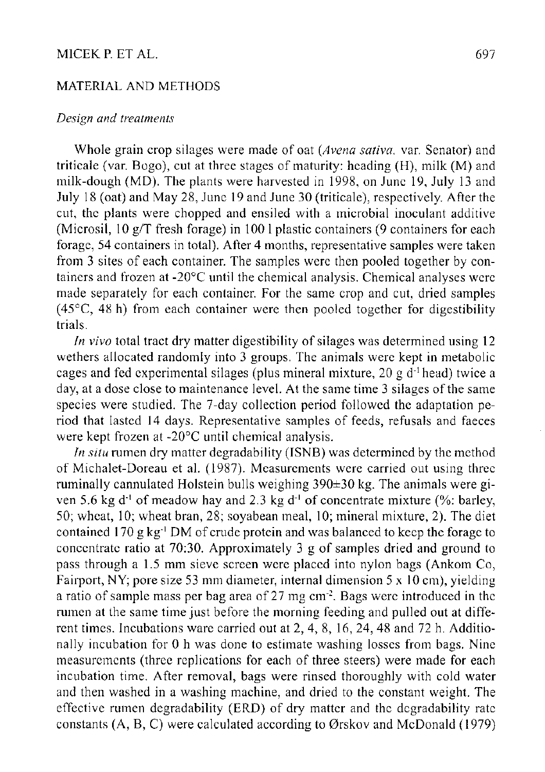## MATERIAL AND METHODS

### *Design and treatments*

Whole grain crop silages were made of oat (*Avena sativa*, var. Senator) and triticale (var. Bogo), cut at three stages of maturity: heading (H), milk (M) and milk-dough (MD). The plants were harvested in 1998, on June 19, July 13 and July 18 (oat) and May 28, June 19 and June 30 (triticale), respectively. After the cut, the plants were chopped and ensiled with a microbial inoculant additive (Microsil, 10 g/T fresh forage) in 100 l plastic containers (9 containers for each forage, 54 containers in total). After 4 months, representative samples were taken from 3 sites of each container. The samples were then pooled together by containers and frozen at -20°C until the chemical analysis. Chemical analyses were made separately for each container. For the same crop and cut, dried samples (45°C, 48 h) from each container were then pooled together for digestibility trials.

*In vivo* total tract dry matter digestibility of silages was determined using 12 wethers allocated randomly into 3 groups. The animals were kept in metabolic cages and fed experimental silages (plus mineral mixture, 20 g $d^{-1}$ head) twice a day, at a dose close to maintenance level. At the same time 3 silages of the same species were studied. The 7-day collection period followed the adaptation period that lasted 14 days. Representative samples of feeds, refusals and faeces were kept frozen at -20°C until chemical analysis.

*In situ* rumen dry matter degradability (ISNB) was determined by the method of Michalet-Doreau et al. (1987). Measurements were carried out using three ruminally cannulated Holstein bulls weighing 390±30 kg. The animals were given 5.6 kg $d^{-1}$ of meadow hay and 2.3 kg $d^{-1}$ of concentrate mixture (%: barley, 50; wheat, 10; wheat bran, 28; soyabean meal, 10; mineral mixture, 2). The diet contained 170 g $kg^{-1}$ DM of crude protein and was balanced to keep the forage to concentrate ratio at 70:30. Approximately 3 g of samples dried and ground to pass through a 1.5 mm sieve screen were placed into nylon bags (Ankom Co, Fairport, NY; pore size 53 mm diameter, internal dimension 5 x 10 cm), yielding a ratio of sample mass per bag area of 27 mg $cm^{-2}$. Bags were introduced in the rumen at the same time just before the morning feeding and pulled out at different times. Incubations ware carried out at 2, 4, 8, 16, 24, 48 and 72 h. Additionally incubation for 0 h was done to estimate washing losses from bags. Nine measurements (three replications for each of three steers) were made for each incubation time. After removal, bags were rinsed thoroughly with cold water and then washed in a washing machine, and dried to the constant weight. The effective rumen degradability (ERD) of dry matter and the degradability rate constants (A, B, C) were calculated according to Ørskov and McDonald (1979)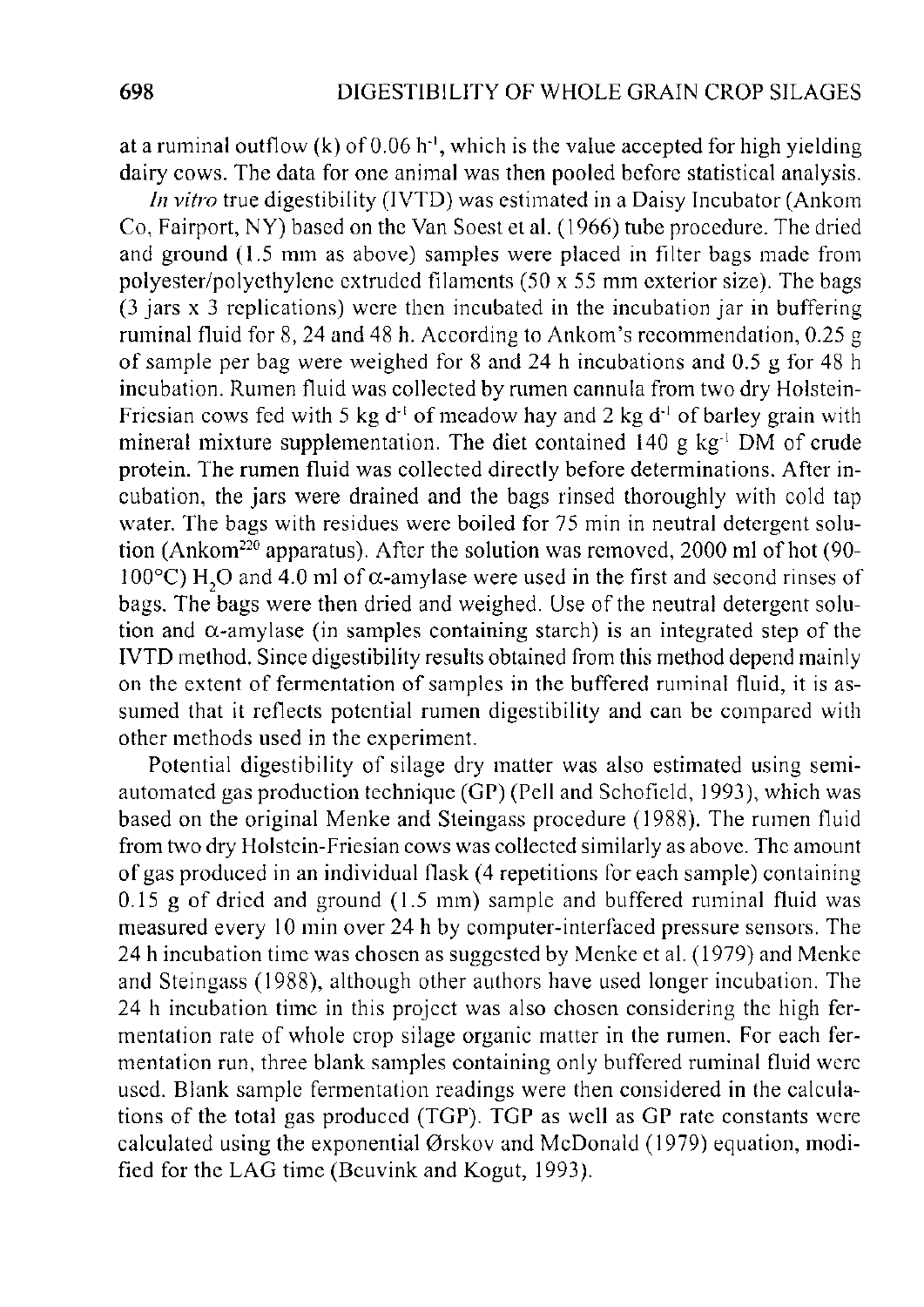at a ruminal outflow (k) of 0.06 $h^{-1}$, which is the value accepted for high yielding dairy cows. The data for one animal was then pooled before statistical analysis.

*In vitro* true digestibility (IVTD) was estimated in a Daisy Incubator (Ankom Co, Fairport, NY) based on the Van Soest et al. (1966) tube procedure. The dried and ground (1.5 mm as above) samples were placed in filter bags made from polyester/polyethylene extruded filaments (50 x 55 mm exterior size). The bags (3 jars x 3 replications) were then incubated in the incubation jar in buffering ruminal fluid for 8, 24 and 48 h. According to Ankom's recommendation, 0.25 g of sample per bag were weighed for 8 and 24 h incubations and 0.5 g for 48 h incubation. Rumen fluid was collected by rumen cannula from two dry Holstein-Friesian cows fed with 5 kg $d^{-1}$ of meadow hay and 2 kg $d^{-1}$ of barley grain with mineral mixture supplementation. The diet contained 140 g $kg^{-1}$ DM of crude protein. The rumen fluid was collected directly before determinations. After incubation, the jars were drained and the bags rinsed thoroughly with cold tap water. The bags with residues were boiled for 75 min in neutral detergent solution (Ankom[220] apparatus). After the solution was removed, 2000 ml of hot (90-100°C) $H_2O$ and 4.0 ml of $\alpha$-amylase were used in the first and second rinses of bags. The bags were then dried and weighed. Use of the neutral detergent solution and $\alpha$-amylase (in samples containing starch) is an integrated step of the IVTD method. Since digestibility results obtained from this method depend mainly on the extent of fermentation of samples in the buffered ruminal fluid, it is assumed that it reflects potential rumen digestibility and can be compared with other methods used in the experiment.

Potential digestibility of silage dry matter was also estimated using semi-automated gas production technique (GP) (Pell and Schofield, 1993), which was based on the original Menke and Steingass procedure (1988). The rumen fluid from two dry Holstein-Friesian cows was collected similarly as above. The amount of gas produced in an individual flask (4 repetitions for each sample) containing 0.15 g of dried and ground (1.5 mm) sample and buffered ruminal fluid was measured every 10 min over 24 h by computer-interfaced pressure sensors. The 24 h incubation time was chosen as suggested by Menke et al. (1979) and Menke and Steingass (1988), although other authors have used longer incubation. The 24 h incubation time in this project was also chosen considering the high fermentation rate of whole crop silage organic matter in the rumen. For each fermentation run, three blank samples containing only buffered ruminal fluid were used. Blank sample fermentation readings were then considered in the calculations of the total gas produced (TGP). TGP as well as GP rate constants were calculated using the exponential Ørskov and McDonald (1979) equation, modified for the LAG time (Beuvink and Kogut, 1993).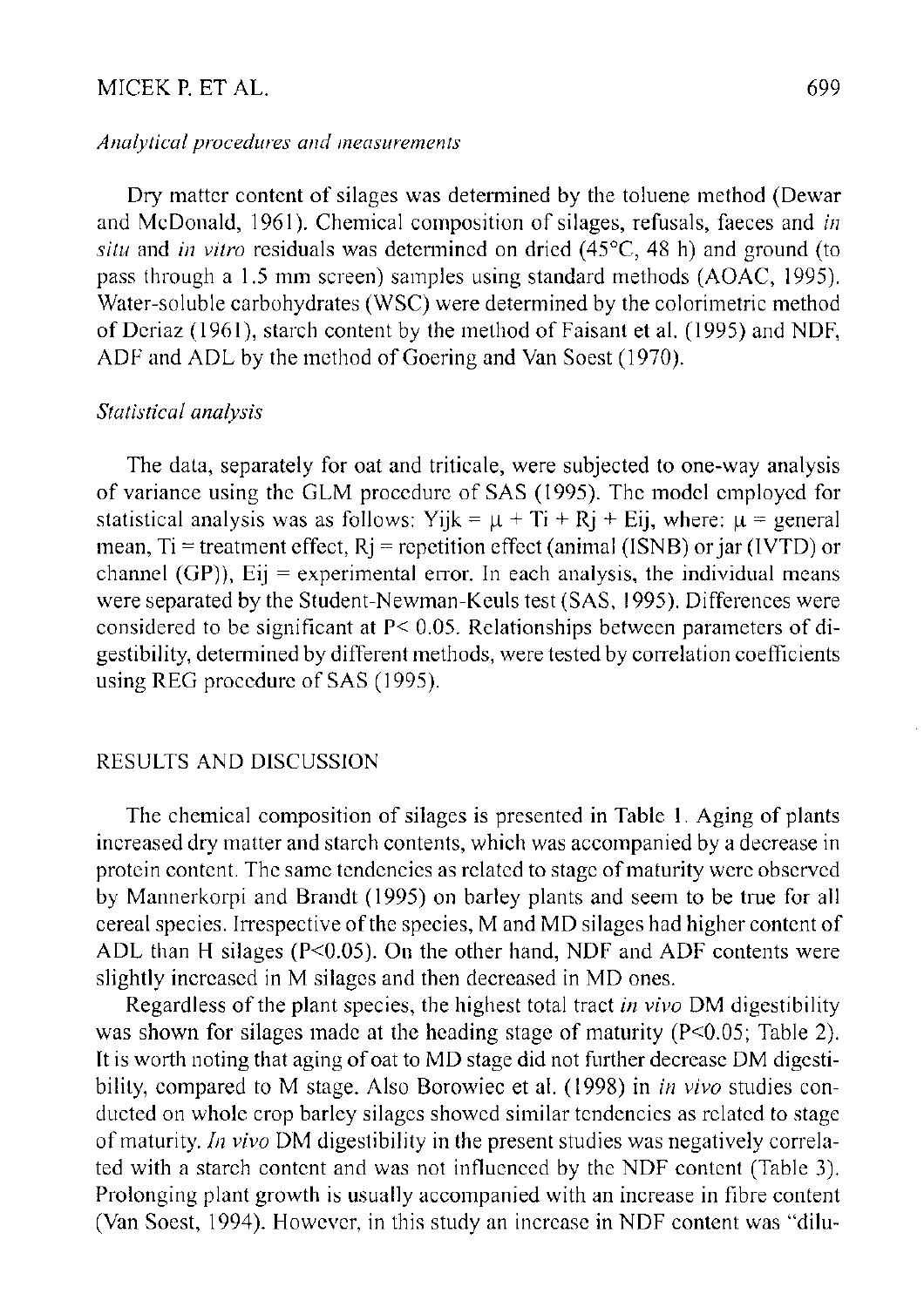### *Analytical procedures and measurements*

Dry matter content of silages was determined by the toluene method (Dewar and McDonald, 1961). Chemical composition of silages, refusals, faeces and *in situ* and *in vitro* residuals was determined on dried (45°C, 48 h) and ground (to pass through a 1.5 mm screen) samples using standard methods (AOAC, 1995). Water-soluble carbohydrates (WSC) were determined by the colorimetric method of Deriaz (1961), starch content by the method of Faisant et al. (1995) and NDF, ADF and ADL by the method of Goering and Van Soest (1970).

### *Statistical analysis*

The data, separately for oat and triticale, were subjected to one-way analysis of variance using the GLM procedure of SAS (1995). The model employed for statistical analysis was as follows: $Y_{ijk} = \mu + T_i + R_j + E_{ij}$, where: $\mu$ = general mean, $T_i$ = treatment effect, $R_j$ = repetition effect (animal (ISNB) or jar (IVTD) or channel (GP)), $E_{ij}$ = experimental error. In each analysis, the individual means were separated by the Student-Newman-Keuls test (SAS, 1995). Differences were considered to be significant at $P < 0.05$. Relationships between parameters of digestibility, determined by different methods, were tested by correlation coefficients using REG procedure of SAS (1995).

## RESULTS AND DISCUSSION

The chemical composition of silages is presented in Table 1. Aging of plants increased dry matter and starch contents, which was accompanied by a decrease in protein content. The same tendencies as related to stage of maturity were observed by Mannerkorpi and Brandt (1995) on barley plants and seem to be true for all cereal species. Irrespective of the species, M and MD silages had higher content of ADL than H silages ($P<0.05$). On the other hand, NDF and ADF contents were slightly increased in M silages and then decreased in MD ones.

Regardless of the plant species, the highest total tract *in vivo* DM digestibility was shown for silages made at the heading stage of maturity ($P<0.05$; Table 2). It is worth noting that aging of oat to MD stage did not further decrease DM digestibility, compared to M stage. Also Borowiec et al. (1998) in *in vivo* studies conducted on whole crop barley silages showed similar tendencies as related to stage of maturity. *In vivo* DM digestibility in the present studies was negatively correlated with a starch content and was not influenced by the NDF content (Table 3). Prolonging plant growth is usually accompanied with an increase in fibre content (Van Soest, 1994). However, in this study an increase in NDF content was "dilu-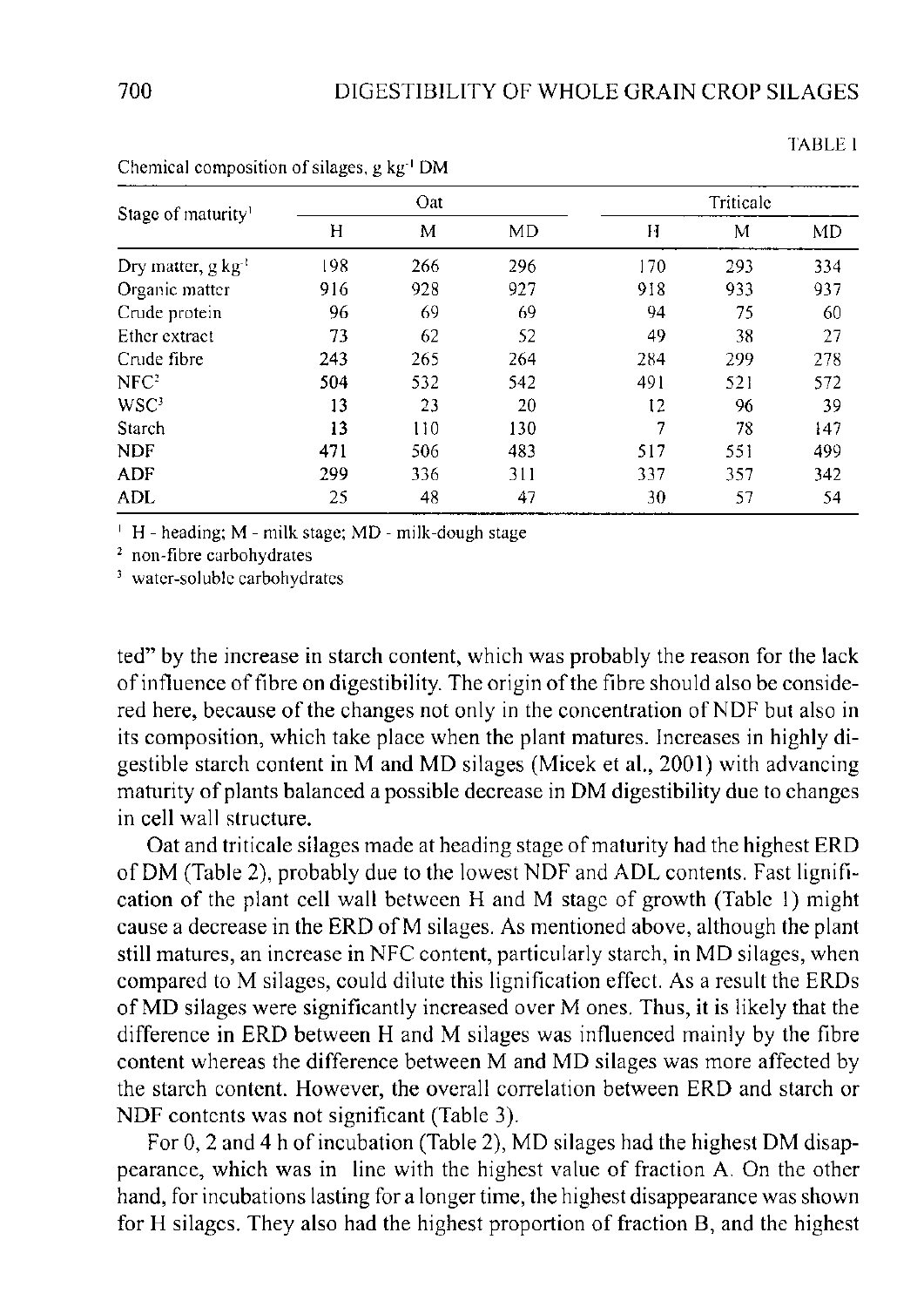TABLE 1

Chemical composition of silages, g kg$^{-1}$ DM

| Stage of maturity[1] | Oat | | | Triticale | | |
|---|---|---|---|---|---|---|
| | H | M | MD | H | M | MD |
| Dry matter, g kg$^{-1}$ | 198 | 266 | 296 | 170 | 293 | 334 |
| Organic matter | 916 | 928 | 927 | 918 | 933 | 937 |
| Crude protein | 96 | 69 | 69 | 94 | 75 | 60 |
| Ether extract | 73 | 62 | 52 | 49 | 38 | 27 |
| Crude fibre | 243 | 265 | 264 | 284 | 299 | 278 |
| NFC[2] | 504 | 532 | 542 | 491 | 521 | 572 |
| WSC[3] | 13 | 23 | 20 | 12 | 96 | 39 |
| Starch | 13 | 110 | 130 | 7 | 78 | 147 |
| NDF | 471 | 506 | 483 | 517 | 551 | 499 |
| ADF | 299 | 336 | 311 | 337 | 357 | 342 |
| ADL | 25 | 48 | 47 | 30 | 57 | 54 |

[1] H - heading; M - milk stage; MD - milk-dough stage

[2] non-fibre carbohydrates

[3] water-soluble carbohydrates

ted" by the increase in starch content, which was probably the reason for the lack of influence of fibre on digestibility. The origin of the fibre should also be considered here, because of the changes not only in the concentration of NDF but also in its composition, which take place when the plant matures. Increases in highly digestible starch content in M and MD silages (Micek et al., 2001) with advancing maturity of plants balanced a possible decrease in DM digestibility due to changes in cell wall structure.

Oat and triticale silages made at heading stage of maturity had the highest ERD of DM (Table 2), probably due to the lowest NDF and ADL contents. Fast lignification of the plant cell wall between H and M stage of growth (Table 1) might cause a decrease in the ERD of M silages. As mentioned above, although the plant still matures, an increase in NFC content, particularly starch, in MD silages, when compared to M silages, could dilute this lignification effect. As a result the ERDs of MD silages were significantly increased over M ones. Thus, it is likely that the difference in ERD between H and M silages was influenced mainly by the fibre content whereas the difference between M and MD silages was more affected by the starch content. However, the overall correlation between ERD and starch or NDF contents was not significant (Table 3).

For 0, 2 and 4 h of incubation (Table 2), MD silages had the highest DM disappearance, which was in line with the highest value of fraction A. On the other hand, for incubations lasting for a longer time, the highest disappearance was shown for H silages. They also had the highest proportion of fraction B, and the highest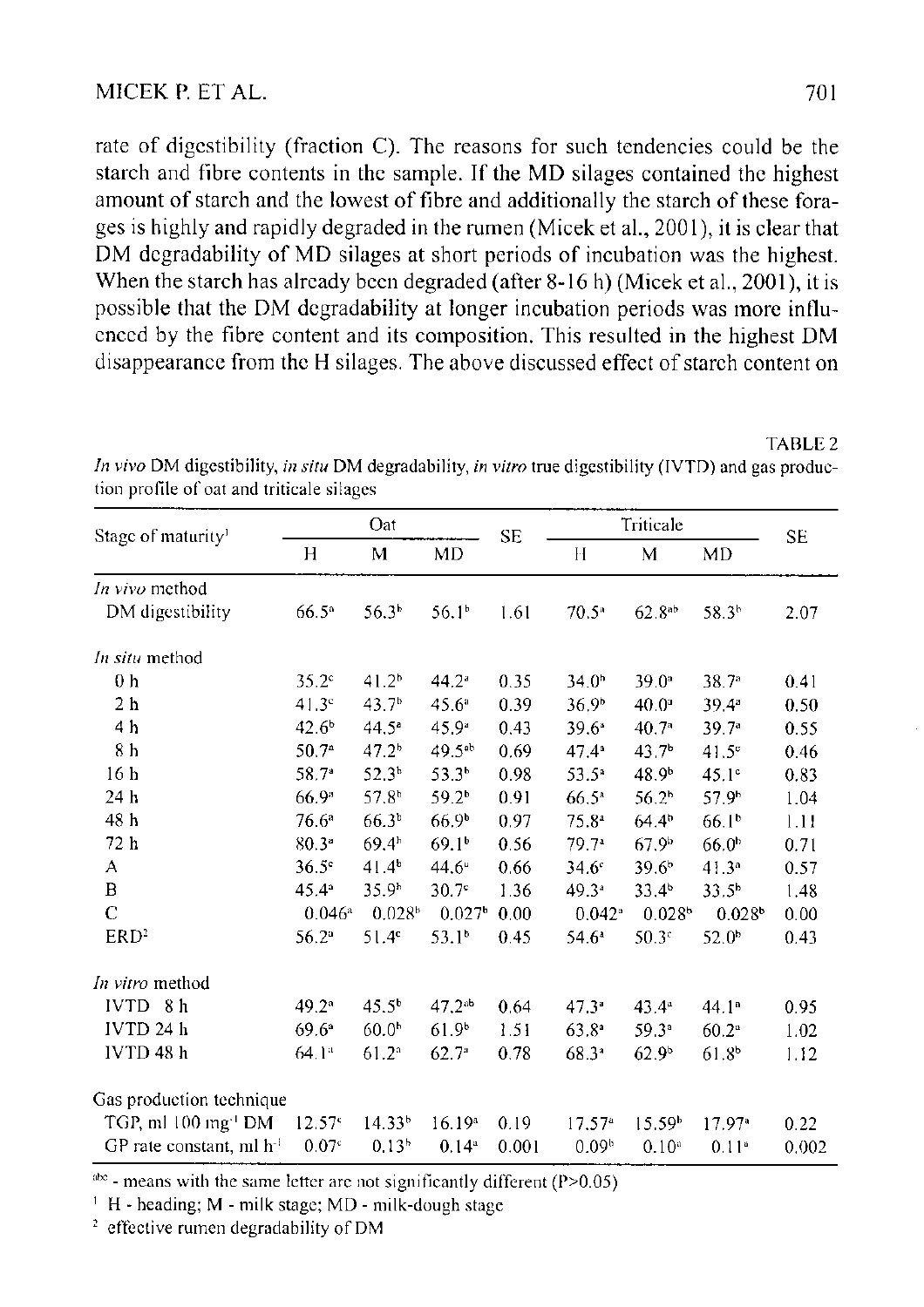rate of digestibility (fraction C). The reasons for such tendencies could be the starch and fibre contents in the sample. If the MD silages contained the highest amount of starch and the lowest of fibre and additionally the starch of these forages is highly and rapidly degraded in the rumen (Micek et al., 2001), it is clear that DM degradability of MD silages at short periods of incubation was the highest. When the starch has already been degraded (after 8-16 h) (Micek et al., 2001), it is possible that the DM degradability at longer incubation periods was more influenced by the fibre content and its composition. This resulted in the highest DM disappearance from the H silages. The above discussed effect of starch content on

TABLE 2

*In vivo* DM digestibility, *in situ* DM degradability, *in vitro* true digestibility (IVTD) and gas production profile of oat and triticale silages

| Stage of maturity[1] | Oat | | | SE | Triticale | | | SE |
|---|---|---|---|---|---|---|---|---|
| | H | M | MD | | H | M | MD | |
| *In vivo* method | | | | | | | | |
| DM digestibility | 66.5[a] | 56.3[b] | 56.1[b] | 1.61 | 70.5[a] | 62.8[ab] | 58.3[b] | 2.07 |
| *In situ* method | | | | | | | | |
| 0 h | 35.2[c] | 41.2[b] | 44.2[a] | 0.35 | 34.0[b] | 39.0[a] | 38.7[a] | 0.41 |
| 2 h | 41.3[c] | 43.7[b] | 45.6[a] | 0.39 | 36.9[b] | 40.0[a] | 39.4[a] | 0.50 |
| 4 h | 42.6[b] | 44.5[a] | 45.9[a] | 0.43 | 39.6[a] | 40.7[a] | 39.7[a] | 0.55 |
| 8 h | 50.7[a] | 47.2[b] | 49.5[ab] | 0.69 | 47.4[a] | 43.7[b] | 41.5[c] | 0.46 |
| 16 h | 58.7[a] | 52.3[b] | 53.3[b] | 0.98 | 53.5[a] | 48.9[b] | 45.1[c] | 0.83 |
| 24 h | 66.9[a] | 57.8[b] | 59.2[b] | 0.91 | 66.5[a] | 56.2[b] | 57.9[b] | 1.04 |
| 48 h | 76.6[a] | 66.3[b] | 66.9[b] | 0.97 | 75.8[a] | 64.4[b] | 66.1[b] | 1.11 |
| 72 h | 80.3[a] | 69.4[b] | 69.1[b] | 0.56 | 79.7[a] | 67.9[b] | 66.0[b] | 0.71 |
| A | 36.5[c] | 41.4[b] | 44.6[a] | 0.66 | 34.6[c] | 39.6[b] | 41.3[a] | 0.57 |
| B | 45.4[a] | 35.9[b] | 30.7[c] | 1.36 | 49.3[a] | 33.4[b] | 33.5[b] | 1.48 |
| C | 0.046[a] | 0.028[b] | 0.027[b] | 0.00 | 0.042[a] | 0.028[b] | 0.028[b] | 0.00 |
| ERD[2] | 56.2[a] | 51.4[c] | 53.1[b] | 0.45 | 54.6[a] | 50.3[c] | 52.0[b] | 0.43 |
| *In vitro* method | | | | | | | | |
| IVTD 8 h | 49.2[a] | 45.5[b] | 47.2[ab] | 0.64 | 47.3[a] | 43.4[a] | 44.1[a] | 0.95 |
| IVTD 24 h | 69.6[a] | 60.0[b] | 61.9[b] | 1.51 | 63.8[a] | 59.3[a] | 60.2[a] | 1.02 |
| IVTD 48 h | 64.1[a] | 61.2[a] | 62.7[a] | 0.78 | 68.3[a] | 62.9[b] | 61.8[b] | 1.12 |
| Gas production technique | | | | | | | | |
| TGP, ml 100 mg$^{-1}$ DM | 12.57[c] | 14.33[b] | 16.19[a] | 0.19 | 17.57[a] | 15.59[b] | 17.97[a] | 0.22 |
| GP rate constant, ml h$^{-1}$ | 0.07[c] | 0.13[b] | 0.14[a] | 0.001 | 0.09[b] | 0.10[a] | 0.11[a] | 0.002 |

[abc] - means with the same letter are not significantly different (P>0.05)

[1] H - heading; M - milk stage; MD - milk-dough stage

[2] effective rumen degradability of DM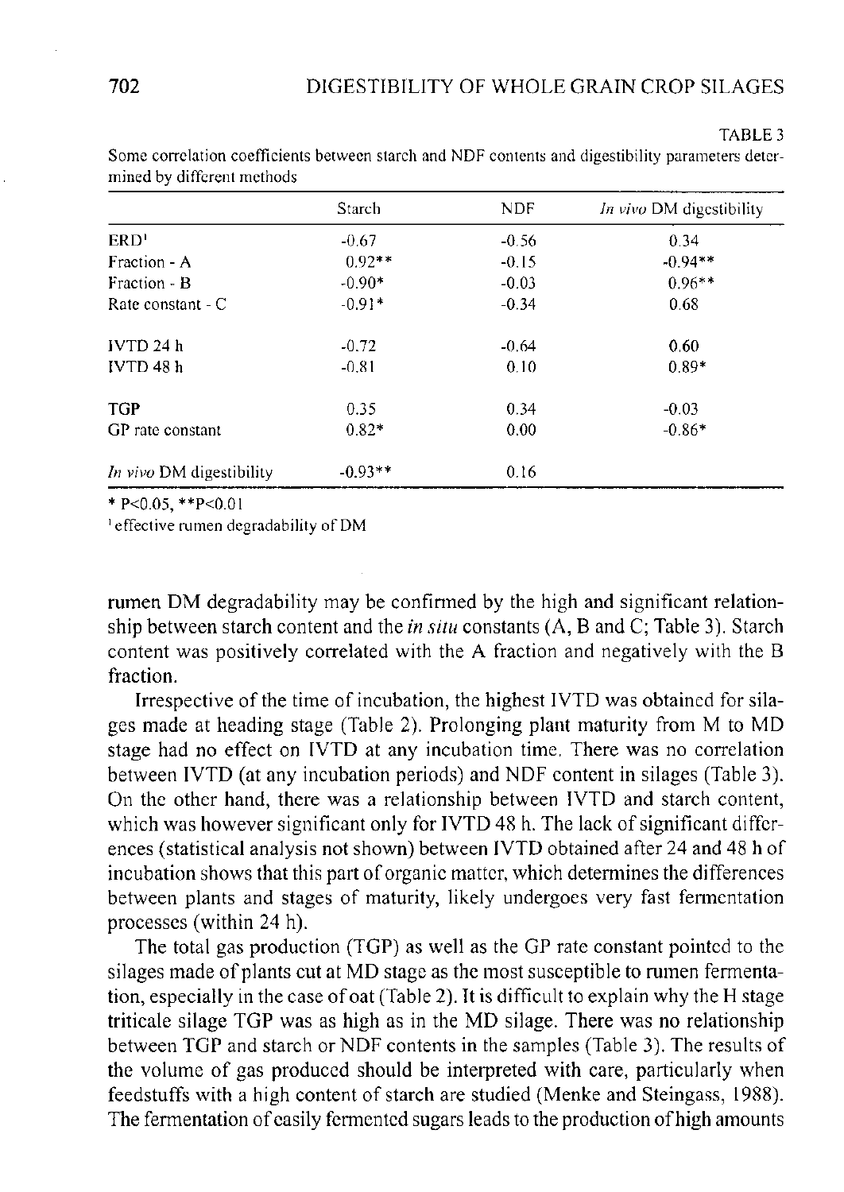TABLE 3

Some correlation coefficients between starch and NDF contents and digestibility parameters determined by different methods

| | Starch | NDF | *In vivo* DM digestibility |
|---|---|---|---|
| ERD[1] | -0.67 | -0.56 | 0.34 |
| Fraction - A | 0.92** | -0.15 | -0.94** |
| Fraction - B | -0.90* | -0.03 | 0.96** |
| Rate constant - C | -0.91* | -0.34 | 0.68 |
| IVTD 24 h | -0.72 | -0.64 | 0.60 |
| IVTD 48 h | -0.81 | 0.10 | 0.89* |
| TGP | 0.35 | 0.34 | -0.03 |
| GP rate constant | 0.82* | 0.00 | -0.86* |
| *In vivo* DM digestibility | -0.93** | 0.16 | |

* $P<0.05$, ** $P<0.01$

[1] effective rumen degradability of DM

rumen DM degradability may be confirmed by the high and significant relationship between starch content and the *in situ* constants (A, B and C; Table 3). Starch content was positively correlated with the A fraction and negatively with the B fraction.

Irrespective of the time of incubation, the highest IVTD was obtained for silages made at heading stage (Table 2). Prolonging plant maturity from M to MD stage had no effect on IVTD at any incubation time. There was no correlation between IVTD (at any incubation periods) and NDF content in silages (Table 3). On the other hand, there was a relationship between IVTD and starch content, which was however significant only for IVTD 48 h. The lack of significant differences (statistical analysis not shown) between IVTD obtained after 24 and 48 h of incubation shows that this part of organic matter, which determines the differences between plants and stages of maturity, likely undergoes very fast fermentation processes (within 24 h).

The total gas production (TGP) as well as the GP rate constant pointed to the silages made of plants cut at MD stage as the most susceptible to rumen fermentation, especially in the case of oat (Table 2). It is difficult to explain why the H stage triticale silage TGP was as high as in the MD silage. There was no relationship between TGP and starch or NDF contents in the samples (Table 3). The results of the volume of gas produced should be interpreted with care, particularly when feedstuffs with a high content of starch are studied (Menke and Steingass, 1988). The fermentation of easily fermented sugars leads to the production of high amounts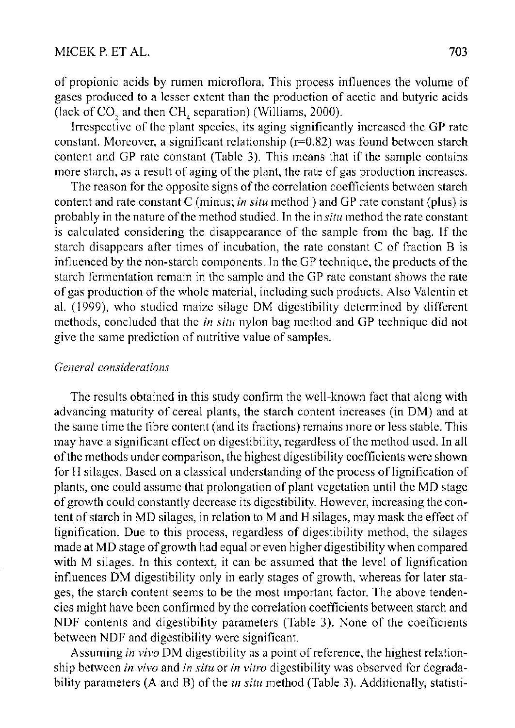of propionic acids by rumen microflora. This process influences the volume of gases produced to a lesser extent than the production of acetic and butyric acids (lack of $CO_2$ and then $CH_4$ separation) (Williams, 2000).

Irrespective of the plant species, its aging significantly increased the GP rate constant. Moreover, a significant relationship ($r=0.82$) was found between starch content and GP rate constant (Table 3). This means that if the sample contains more starch, as a result of aging of the plant, the rate of gas production increases.

The reason for the opposite signs of the correlation coefficients between starch content and rate constant C (minus; *in situ* method ) and GP rate constant (plus) is probably in the nature of the method studied. In the *in situ* method the rate constant is calculated considering the disappearance of the sample from the bag. If the starch disappears after times of incubation, the rate constant C of fraction B is influenced by the non-starch components. In the GP technique, the products of the starch fermentation remain in the sample and the GP rate constant shows the rate of gas production of the whole material, including such products. Also Valentin et al. (1999), who studied maize silage DM digestibility determined by different methods, concluded that the *in situ* nylon bag method and GP technique did not give the same prediction of nutritive value of samples.

### *General considerations*

The results obtained in this study confirm the well-known fact that along with advancing maturity of cereal plants, the starch content increases (in DM) and at the same time the fibre content (and its fractions) remains more or less stable. This may have a significant effect on digestibility, regardless of the method used. In all of the methods under comparison, the highest digestibility coefficients were shown for H silages. Based on a classical understanding of the process of lignification of plants, one could assume that prolongation of plant vegetation until the MD stage of growth could constantly decrease its digestibility. However, increasing the content of starch in MD silages, in relation to M and H silages, may mask the effect of lignification. Due to this process, regardless of digestibility method, the silages made at MD stage of growth had equal or even higher digestibility when compared with M silages. In this context, it can be assumed that the level of lignification influences DM digestibility only in early stages of growth, whereas for later stages, the starch content seems to be the most important factor. The above tendencies might have been confirmed by the correlation coefficients between starch and NDF contents and digestibility parameters (Table 3). None of the coefficients between NDF and digestibility were significant.

Assuming *in vivo* DM digestibility as a point of reference, the highest relationship between *in vivo* and *in situ* or *in vitro* digestibility was observed for degradability parameters (A and B) of the *in situ* method (Table 3). Additionally, statisti-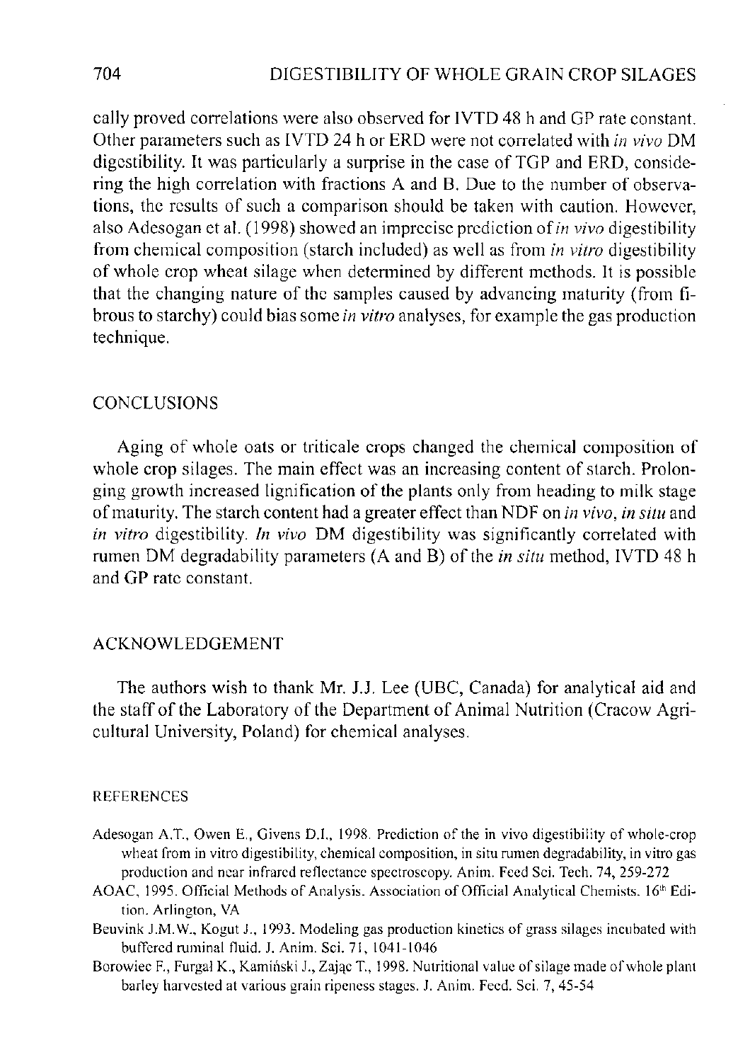cally proved correlations were also observed for IVTD 48 h and GP rate constant. Other parameters such as IVTD 24 h or ERD were not correlated with *in vivo* DM digestibility. It was particularly a surprise in the case of TGP and ERD, considering the high correlation with fractions A and B. Due to the number of observations, the results of such a comparison should be taken with caution. However, also Adesogan et al. (1998) showed an imprecise prediction of *in vivo* digestibility from chemical composition (starch included) as well as from *in vitro* digestibility of whole crop wheat silage when determined by different methods. It is possible that the changing nature of the samples caused by advancing maturity (from fibrous to starchy) could bias some *in vitro* analyses, for example the gas production technique.

## CONCLUSIONS

Aging of whole oats or triticale crops changed the chemical composition of whole crop silages. The main effect was an increasing content of starch. Prolonging growth increased lignification of the plants only from heading to milk stage of maturity. The starch content had a greater effect than NDF on *in vivo*, *in situ* and *in vitro* digestibility. *In vivo* DM digestibility was significantly correlated with rumen DM degradability parameters (A and B) of the *in situ* method, IVTD 48 h and GP rate constant.

## ACKNOWLEDGEMENT

The authors wish to thank Mr. J.J. Lee (UBC, Canada) for analytical aid and the staff of the Laboratory of the Department of Animal Nutrition (Cracow Agricultural University, Poland) for chemical analyses.

## REFERENCES

Adesogan A.T., Owen E., Givens D.I., 1998. Prediction of the in vivo digestibility of whole-crop wheat from in vitro digestibility, chemical composition, in situ rumen degradability, in vitro gas production and near infrared reflectance spectroscopy. Anim. Feed Sci. Tech. 74, 259-272

AOAC, 1995. Official Methods of Analysis. Association of Official Analytical Chemists. 16th Edition. Arlington, VA

Beuvink J.M.W., Kogut J., 1993. Modeling gas production kinetics of grass silages incubated with buffered ruminal fluid. J. Anim. Sci. 71, 1041-1046

Borowiec F., Furgał K., Kamiński J., Zając T., 1998. Nutritional value of silage made of whole plant barley harvested at various grain ripeness stages. J. Anim. Feed. Sci. 7, 45-54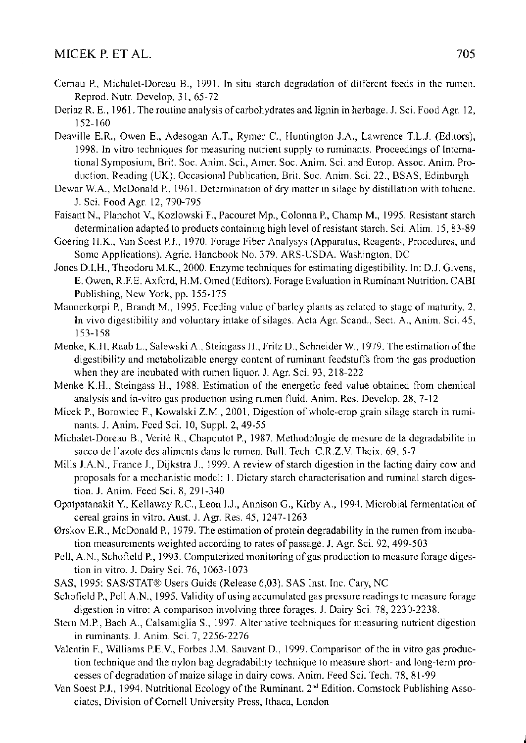Cernau P., Michalet-Doreau B., 1991. In situ starch degradation of different feeds in the rumen. Reprod. Nutr. Develop. 31, 65-72

Deriaz R. E., 1961. The routine analysis of carbohydrates and lignin in herbage. J. Sci. Food Agr. 12, 152-160

Deaville E.R., Owen E., Adesogan A.T., Rymer C., Huntington J.A., Lawrence T.L.J. (Editors), 1998. In vitro techniques for measuring nutrient supply to ruminants. Proceedings of International Symposium, Brit. Soc. Anim. Sci., Amer. Soc. Anim. Sci. and Europ. Assoc. Anim. Production, Reading (UK). Occasional Publication, Brit. Soc. Anim. Sci. 22., BSAS, Edinburgh

Dewar W.A., McDonald P., 1961. Determination of dry matter in silage by distillation with toluene. J. Sci. Food Agr. 12, 790-795

Faisant N., Planchot V., Kozlowski F., Pacouret Mp., Colonna P., Champ M., 1995. Resistant starch determination adapted to products containing high level of resistant starch. Sci. Alim. 15, 83-89

Goering H.K., Van Soest P.J., 1970. Forage Fiber Analysys (Apparatus, Reagents, Procedures, and Some Applications). Agric. Handbook No. 379. ARS-USDA. Washington, DC

Jones D.I.H., Theodoru M.K., 2000. Enzyme techniques for estimating digestibility. In: D.J. Givens, E. Owen, R.F.E. Axford, H.M. Omed (Editors). Forage Evaluation in Ruminant Nutrition. CABI Publishing, New York, pp. 155-175

Mannerkorpi P., Brandt M., 1995. Feeding value of barley plants as related to stage of maturity. 2. In vivo digestibility and voluntary intake of silages. Acta Agr. Scand., Sect. A., Anim. Sci. 45, 153-158

Menke, K.H, Raab L., Salewski A., Steingass H., Fritz D., Schneider W., 1979. The estimation of the digestibility and metabolizable energy content of ruminant feedstuffs from the gas production when they are incubated with rumen liquor. J. Agr. Sci. 93, 218-222

Menke K.H., Steingass H., 1988. Estimation of the energetic feed value obtained from chemical analysis and in-vitro gas production using rumen fluid. Anim. Res. Develop. 28, 7-12

Micek P., Borowiec F., Kowalski Z.M., 2001. Digestion of whole-crop grain silage starch in ruminants. J. Anim. Feed Sci. 10, Suppl. 2, 49-55

Michalet-Doreau B., Verité R., Chapoutot P., 1987. Methodologie de mesure de la degradabilite in sacco de l'azote des aliments dans le rumen. Bull. Tech. C.R.Z.V. Theix. 69, 5-7

Mills J.A.N., France J., Dijkstra J., 1999. A review of starch digestion in the lacting dairy cow and proposals for a mechanistic model: 1. Dietary starch characterisation and ruminal starch digestion. J. Anim. Feed Sci. 8, 291-340

Opatpatanakit Y., Kellaway R.C., Leon I.J., Annison G., Kirby A., 1994. Microbial fermentation of cereal grains in vitro. Aust. J. Agr. Res. 45, 1247-1263

Ørskov E.R., McDonald P., 1979. The estimation of protein degradability in the rumen from incubation measurements weighted according to rates of passage. J. Agr. Sci. 92, 499-503

Pell, A.N., Schofield P., 1993. Computerized monitoring of gas production to measure forage digestion in vitro. J. Dairy Sci. 76, 1063-1073

SAS, 1995: SAS/STAT® Users Guide (Release 6,03). SAS Inst. Inc. Cary, NC

Schofield P., Pell A.N., 1995. Validity of using accumulated gas pressure readings to measure forage digestion in vitro: A comparison involving three forages. J. Dairy Sci. 78, 2230-2238.

Stern M.P., Bach A., Calsamiglia S., 1997. Alternative techniques for measuring nutrient digestion in ruminants. J. Anim. Sci. 7, 2256-2276

Valentin F., Williams P.E.V., Forbes J.M. Sauvant D., 1999. Comparison of the in vitro gas production technique and the nylon bag degradability technique to measure short- and long-term processes of degradation of maize silage in dairy cows. Anim. Feed Sci. Tech. 78, 81-99

Van Soest P.J., 1994. Nutritional Ecology of the Ruminant. 2nd Edition. Comstock Publishing Associates, Division of Cornell University Press, Ithaca, London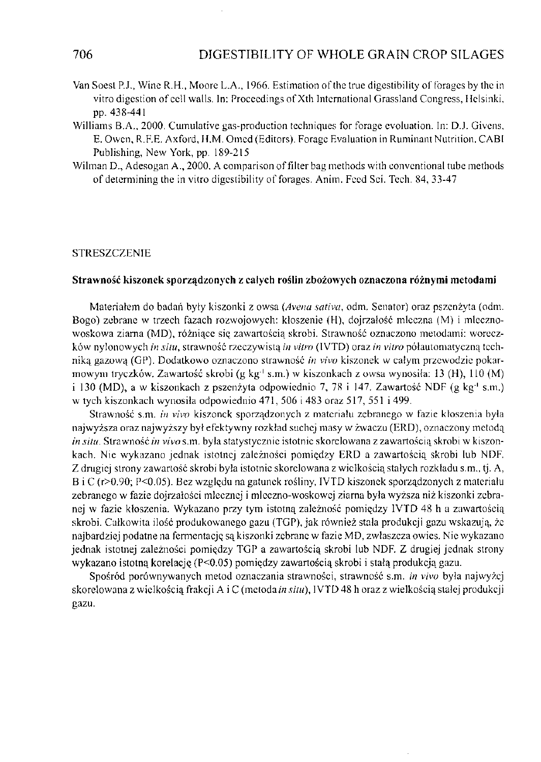Van Soest P.J., Wine R.H., Moore L.A., 1966. Estimation of the true digestibility of forages by the in vitro digestion of cell walls. In: Proceedings of Xth International Grassland Congress, Helsinki, pp. 438-441

Williams B.A., 2000. Cumulative gas-production techniques for forage evoluation. In: D.J. Givens, E. Owen, R.F.E. Axford, H.M. Omed (Editors). Forage Evaluation in Ruminant Nutrition, CABI Publishing, New York, pp. 189-215

Wilman D., Adesogan A., 2000. A comparison of filter bag methods with conventional tube methods of determining the in vitro digestibility of forages. Anim. Feed Sci. Tech. 84, 33-47

## STRESZCZENIE

### Strawność kiszonek sporządzonych z całych roślin zbożowych oznaczona różnymi metodami

Materiałem do badań były kiszonki z owsa (*Avena sativa*, odm. Senator) oraz pszenżyta (odm. Bogo) zebrane w trzech fazach rozwojowych: kłoszenie (H), dojrzałość mleczna (M) i mleczno-woskowa ziarna (MD), różniące się zawartością skrobi. Strawność oznaczono metodami: woreczków nylonowych *in situ*, strawność rzeczywistą *in vitro* (IVTD) oraz *in vitro* półautomatyczną techniką gazową (GP). Dodatkowo oznaczono strawność *in vivo* kiszonek w całym przewodzie pokarmowym tryczków. Zawartość skrobi (g $kg^{-1}$ s.m.) w kiszonkach z owsa wynosiła: 13 (H), 110 (M) i 130 (MD), a w kiszonkach z pszenżyta odpowiednio 7, 78 i 147. Zawartość NDF (g $kg^{-1}$ s.m.) w tych kiszonkach wynosiła odpowiednio 471, 506 i 483 oraz 517, 551 i 499.

Strawność s.m. *in vivo* kiszonek sporządzonych z materiału zebranego w fazie kłoszenia była najwyższa oraz najwyższy był efektywny rozkład suchej masy w żwaczu (ERD), oznaczony metodą *in situ*. Strawność *in vivo* s.m. była statystycznie istotnie skorelowana z zawartością skrobi w kiszonkach. Nie wykazano jednak istotnej zależności pomiędzy ERD a zawartością skrobi lub NDF. Z drugiej strony zawartość skrobi była istotnie skorelowana z wielkością stałych rozkładu s.m., tj. A, B i C ($r>0.90$; $P<0.05$). Bez względu na gatunek rośliny, IVTD kiszonek sporządzonych z materiału zebranego w fazie dojrzałości mlecznej i mleczno-woskowej ziarna była wyższa niż kiszonki zebranej w fazie kłoszenia. Wykazano przy tym istotną zależność pomiędzy IVTD 48 h a zawartością skrobi. Całkowita ilość produkowanego gazu (TGP), jak również stała produkcji gazu wskazują, że najbardziej podatne na fermentację są kiszonki zebrane w fazie MD, zwłaszcza owies. Nie wykazano jednak istotnej zależności pomiędzy TGP a zawartością skrobi lub NDF. Z drugiej jednak strony wykazano istotną korelację ($P<0.05$) pomiędzy zawartością skrobi i stałą produkcją gazu.

Spośród porównywanych metod oznaczania strawności, strawność s.m. *in vivo* była najwyżej skorelowana z wielkością frakcji A i C (metoda *in situ*), IVTD 48 h oraz z wielkością stałej produkcji gazu.